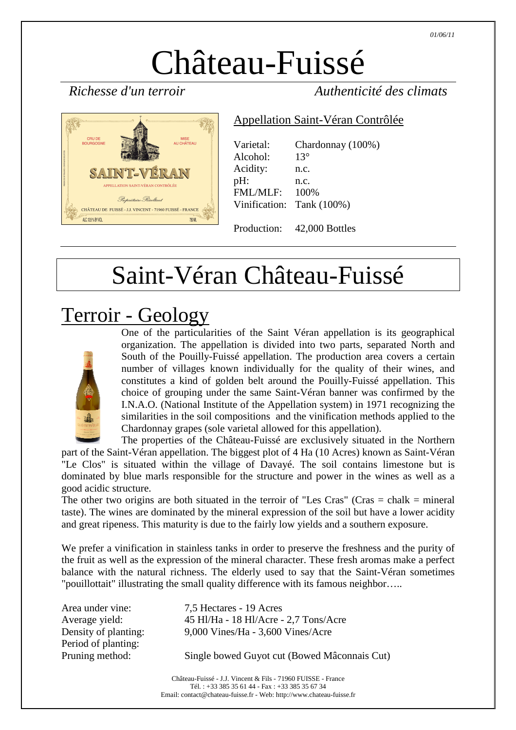01/06/11

# Château-Fuissé

*Richesse d'un terroir* *Authenticité des climats*

Appellation Saint-Véran Contrôlée

| | |
|---|---|
| Varietal: | Chardonnay (100%) |
| Alcohol: | 13° |
| Acidity: | n.c. |
| pH: | n.c. |
| FML/MLF: | 100% |
| Vinification: | Tank (100%) |
| Production: | 42,000 Bottles |

# Saint-Véran Château-Fuissé

## Terroir - Geology

One of the particularities of the Saint Véran appellation is its geographical organization. The appellation is divided into two parts, separated North and South of the Pouilly-Fuissé appellation. The production area covers a certain number of villages known individually for the quality of their wines, and constitutes a kind of golden belt around the Pouilly-Fuissé appellation. This choice of grouping under the same Saint-Véran banner was confirmed by the I.N.A.O. (National Institute of the Appellation system) in 1971 recognizing the similarities in the soil compositions and the vinification methods applied to the Chardonnay grapes (sole varietal allowed for this appellation).

The properties of the Château-Fuissé are exclusively situated in the Northern part of the Saint-Véran appellation. The biggest plot of 4 Ha (10 Acres) known as Saint-Véran "Le Clos" is situated within the village of Davayé. The soil contains limestone but is dominated by blue marls responsible for the structure and power in the wines as well as a good acidic structure.

The other two origins are both situated in the terroir of "Les Cras" (Cras = chalk = mineral taste). The wines are dominated by the mineral expression of the soil but have a lower acidity and great ripeness. This maturity is due to the fairly low yields and a southern exposure.

We prefer a vinification in stainless tanks in order to preserve the freshness and the purity of the fruit as well as the expression of the mineral character. These fresh aromas make a perfect balance with the natural richness. The elderly used to say that the Saint-Véran sometimes "pouillottait" illustrating the small quality difference with its famous neighbor…..

| | |
|---|---|
| Area under vine: | 7,5 Hectares - 19 Acres |
| Average yield: | 45 Hl/Ha - 18 Hl/Acre - 2,7 Tons/Acre |
| Density of planting: | 9,000 Vines/Ha - 3,600 Vines/Acre |
| Period of planting: | |
| Pruning method: | Single bowed Guyot cut (Bowed Mâconnais Cut) |

Château-Fuissé - J.J. Vincent & Fils - 71960 FUISSE - France
Tél. : +33 385 35 61 44 - Fax : +33 385 35 67 34
Email: contact@chateau-fuisse.fr - Web: http://www.chateau-fuisse.fr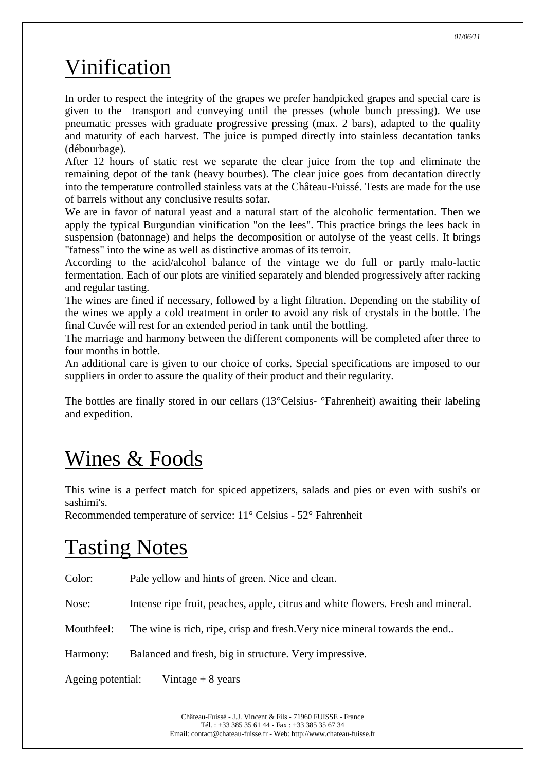*01/06/11*

# Vinification

In order to respect the integrity of the grapes we prefer handpicked grapes and special care is given to the transport and conveying until the presses (whole bunch pressing). We use pneumatic presses with graduate progressive pressing (max. 2 bars), adapted to the quality and maturity of each harvest. The juice is pumped directly into stainless decantation tanks (débourbage).

After 12 hours of static rest we separate the clear juice from the top and eliminate the remaining depot of the tank (heavy bourbes). The clear juice goes from decantation directly into the temperature controlled stainless vats at the Château-Fuissé. Tests are made for the use of barrels without any conclusive results sofar.

We are in favor of natural yeast and a natural start of the alcoholic fermentation. Then we apply the typical Burgundian vinification "on the lees". This practice brings the lees back in suspension (batonnage) and helps the decomposition or autolyse of the yeast cells. It brings "fatness" into the wine as well as distinctive aromas of its terroir.

According to the acid/alcohol balance of the vintage we do full or partly malo-lactic fermentation. Each of our plots are vinified separately and blended progressively after racking and regular tasting.

The wines are fined if necessary, followed by a light filtration. Depending on the stability of the wines we apply a cold treatment in order to avoid any risk of crystals in the bottle. The final Cuvée will rest for an extended period in tank until the bottling.

The marriage and harmony between the different components will be completed after three to four months in bottle.

An additional care is given to our choice of corks. Special specifications are imposed to our suppliers in order to assure the quality of their product and their regularity.

The bottles are finally stored in our cellars (13°Celsius- °Fahrenheit) awaiting their labeling and expedition.

# Wines & Foods

This wine is a perfect match for spiced appetizers, salads and pies or even with sushi's or sashimi's.

Recommended temperature of service: 11° Celsius - 52° Fahrenheit

# Tasting Notes

Color: Pale yellow and hints of green. Nice and clean.

Nose: Intense ripe fruit, peaches, apple, citrus and white flowers. Fresh and mineral.

Mouthfeel: The wine is rich, ripe, crisp and fresh.Very nice mineral towards the end..

Harmony: Balanced and fresh, big in structure. Very impressive.

Ageing potential: Vintage + 8 years

Château-Fuissé - J.J. Vincent & Fils - 71960 FUISSE - France
Tél. : +33 385 35 61 44 - Fax : +33 385 35 67 34
Email: contact@chateau-fuisse.fr - Web: http://www.chateau-fuisse.fr